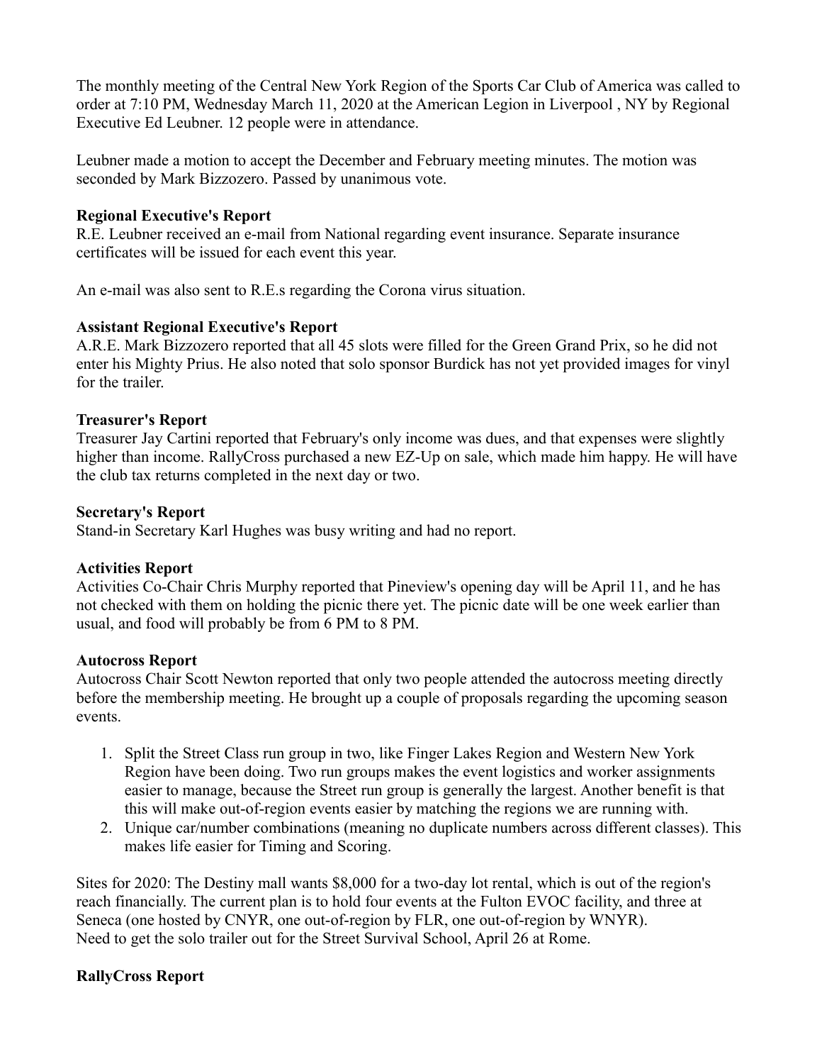The monthly meeting of the Central New York Region of the Sports Car Club of America was called to order at 7:10 PM, Wednesday March 11, 2020 at the American Legion in Liverpool , NY by Regional Executive Ed Leubner. 12 people were in attendance.

Leubner made a motion to accept the December and February meeting minutes. The motion was seconded by Mark Bizzozero. Passed by unanimous vote.

**Regional Executive's Report**

R.E. Leubner received an e-mail from National regarding event insurance. Separate insurance certificates will be issued for each event this year.

An e-mail was also sent to R.E.s regarding the Corona virus situation.

**Assistant Regional Executive's Report**

A.R.E. Mark Bizzozero reported that all 45 slots were filled for the Green Grand Prix, so he did not enter his Mighty Prius. He also noted that solo sponsor Burdick has not yet provided images for vinyl for the trailer.

**Treasurer's Report**

Treasurer Jay Cartini reported that February's only income was dues, and that expenses were slightly higher than income. RallyCross purchased a new EZ-Up on sale, which made him happy. He will have the club tax returns completed in the next day or two.

**Secretary's Report**

Stand-in Secretary Karl Hughes was busy writing and had no report.

**Activities Report**

Activities Co-Chair Chris Murphy reported that Pineview's opening day will be April 11, and he has not checked with them on holding the picnic there yet. The picnic date will be one week earlier than usual, and food will probably be from 6 PM to 8 PM.

**Autocross Report**

Autocross Chair Scott Newton reported that only two people attended the autocross meeting directly before the membership meeting. He brought up a couple of proposals regarding the upcoming season events.

1. Split the Street Class run group in two, like Finger Lakes Region and Western New York Region have been doing. Two run groups makes the event logistics and worker assignments easier to manage, because the Street run group is generally the largest. Another benefit is that this will make out-of-region events easier by matching the regions we are running with.
2. Unique car/number combinations (meaning no duplicate numbers across different classes). This makes life easier for Timing and Scoring.

Sites for 2020: The Destiny mall wants $8,000 for a two-day lot rental, which is out of the region's reach financially. The current plan is to hold four events at the Fulton EVOC facility, and three at Seneca (one hosted by CNYR, one out-of-region by FLR, one out-of-region by WNYR).
Need to get the solo trailer out for the Street Survival School, April 26 at Rome.

**RallyCross Report**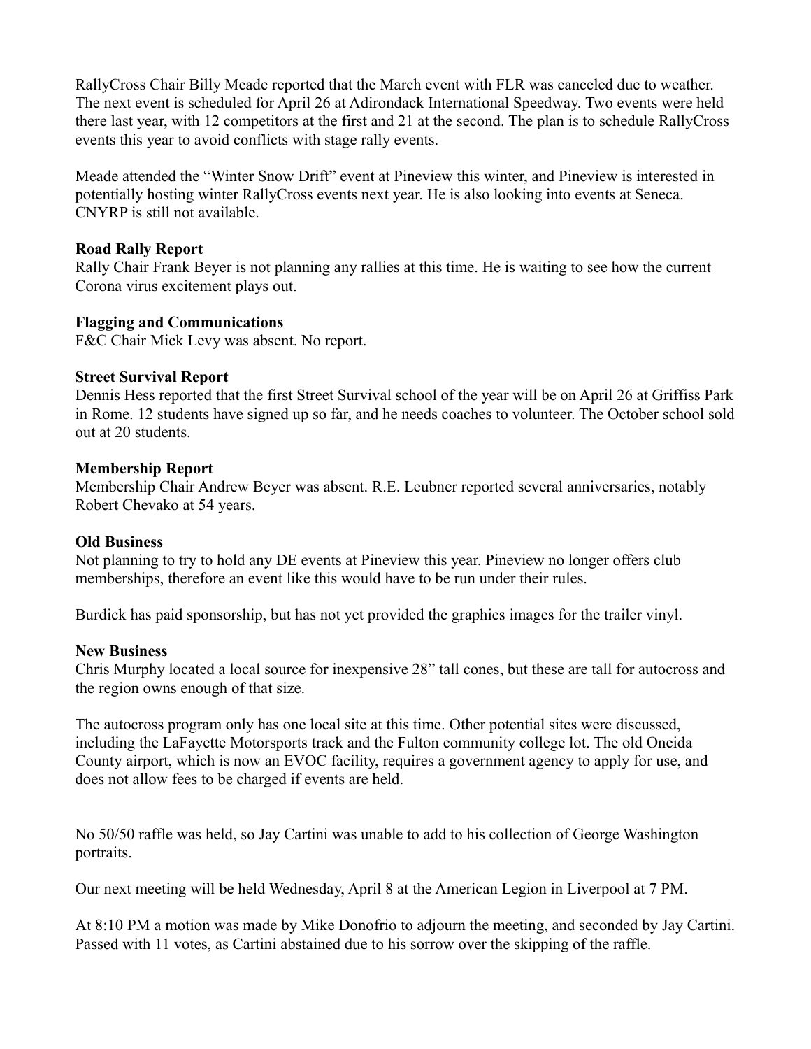RallyCross Chair Billy Meade reported that the March event with FLR was canceled due to weather. The next event is scheduled for April 26 at Adirondack International Speedway. Two events were held there last year, with 12 competitors at the first and 21 at the second. The plan is to schedule RallyCross events this year to avoid conflicts with stage rally events.

Meade attended the "Winter Snow Drift" event at Pineview this winter, and Pineview is interested in potentially hosting winter RallyCross events next year. He is also looking into events at Seneca. CNYRP is still not available.

**Road Rally Report**
Rally Chair Frank Beyer is not planning any rallies at this time. He is waiting to see how the current Corona virus excitement plays out.

**Flagging and Communications**
F&C Chair Mick Levy was absent. No report.

**Street Survival Report**
Dennis Hess reported that the first Street Survival school of the year will be on April 26 at Griffiss Park in Rome. 12 students have signed up so far, and he needs coaches to volunteer. The October school sold out at 20 students.

**Membership Report**
Membership Chair Andrew Beyer was absent. R.E. Leubner reported several anniversaries, notably Robert Chevako at 54 years.

**Old Business**
Not planning to try to hold any DE events at Pineview this year. Pineview no longer offers club memberships, therefore an event like this would have to be run under their rules.

Burdick has paid sponsorship, but has not yet provided the graphics images for the trailer vinyl.

**New Business**
Chris Murphy located a local source for inexpensive 28" tall cones, but these are tall for autocross and the region owns enough of that size.

The autocross program only has one local site at this time. Other potential sites were discussed, including the LaFayette Motorsports track and the Fulton community college lot. The old Oneida County airport, which is now an EVOC facility, requires a government agency to apply for use, and does not allow fees to be charged if events are held.

No 50/50 raffle was held, so Jay Cartini was unable to add to his collection of George Washington portraits.

Our next meeting will be held Wednesday, April 8 at the American Legion in Liverpool at 7 PM.

At 8:10 PM a motion was made by Mike Donofrio to adjourn the meeting, and seconded by Jay Cartini. Passed with 11 votes, as Cartini abstained due to his sorrow over the skipping of the raffle.